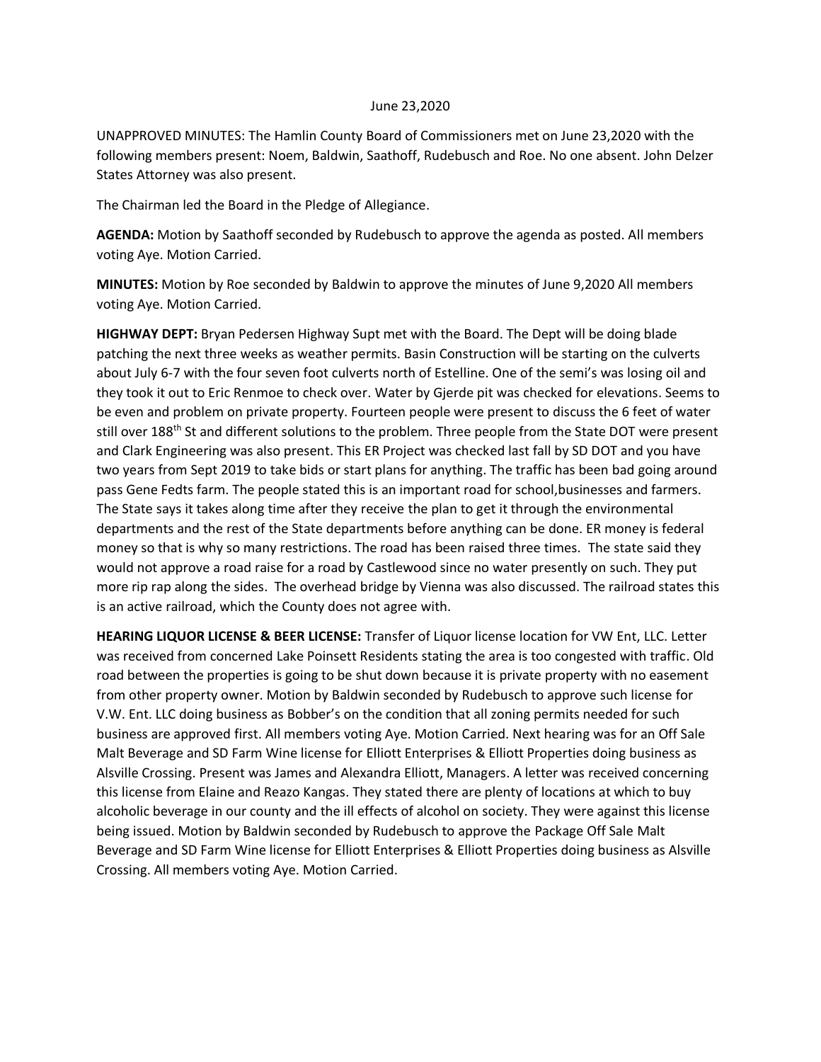June 23,2020

UNAPPROVED MINUTES: The Hamlin County Board of Commissioners met on June 23,2020 with the following members present: Noem, Baldwin, Saathoff, Rudebusch and Roe. No one absent. John Delzer States Attorney was also present.

The Chairman led the Board in the Pledge of Allegiance.

**AGENDA:** Motion by Saathoff seconded by Rudebusch to approve the agenda as posted. All members voting Aye. Motion Carried.

**MINUTES:** Motion by Roe seconded by Baldwin to approve the minutes of June 9,2020 All members voting Aye. Motion Carried.

**HIGHWAY DEPT:** Bryan Pedersen Highway Supt met with the Board. The Dept will be doing blade patching the next three weeks as weather permits. Basin Construction will be starting on the culverts about July 6-7 with the four seven foot culverts north of Estelline. One of the semi's was losing oil and they took it out to Eric Renmoe to check over. Water by Gjerde pit was checked for elevations. Seems to be even and problem on private property. Fourteen people were present to discuss the 6 feet of water still over 188th St and different solutions to the problem. Three people from the State DOT were present and Clark Engineering was also present. This ER Project was checked last fall by SD DOT and you have two years from Sept 2019 to take bids or start plans for anything. The traffic has been bad going around pass Gene Fedts farm. The people stated this is an important road for school,businesses and farmers. The State says it takes along time after they receive the plan to get it through the environmental departments and the rest of the State departments before anything can be done. ER money is federal money so that is why so many restrictions. The road has been raised three times. The state said they would not approve a road raise for a road by Castlewood since no water presently on such. They put more rip rap along the sides. The overhead bridge by Vienna was also discussed. The railroad states this is an active railroad, which the County does not agree with.

**HEARING LIQUOR LICENSE & BEER LICENSE:** Transfer of Liquor license location for VW Ent, LLC. Letter was received from concerned Lake Poinsett Residents stating the area is too congested with traffic. Old road between the properties is going to be shut down because it is private property with no easement from other property owner. Motion by Baldwin seconded by Rudebusch to approve such license for V.W. Ent. LLC doing business as Bobber's on the condition that all zoning permits needed for such business are approved first. All members voting Aye. Motion Carried. Next hearing was for an Off Sale Malt Beverage and SD Farm Wine license for Elliott Enterprises & Elliott Properties doing business as Alsville Crossing. Present was James and Alexandra Elliott, Managers. A letter was received concerning this license from Elaine and Reazo Kangas. They stated there are plenty of locations at which to buy alcoholic beverage in our county and the ill effects of alcohol on society. They were against this license being issued. Motion by Baldwin seconded by Rudebusch to approve the Package Off Sale Malt Beverage and SD Farm Wine license for Elliott Enterprises & Elliott Properties doing business as Alsville Crossing. All members voting Aye. Motion Carried.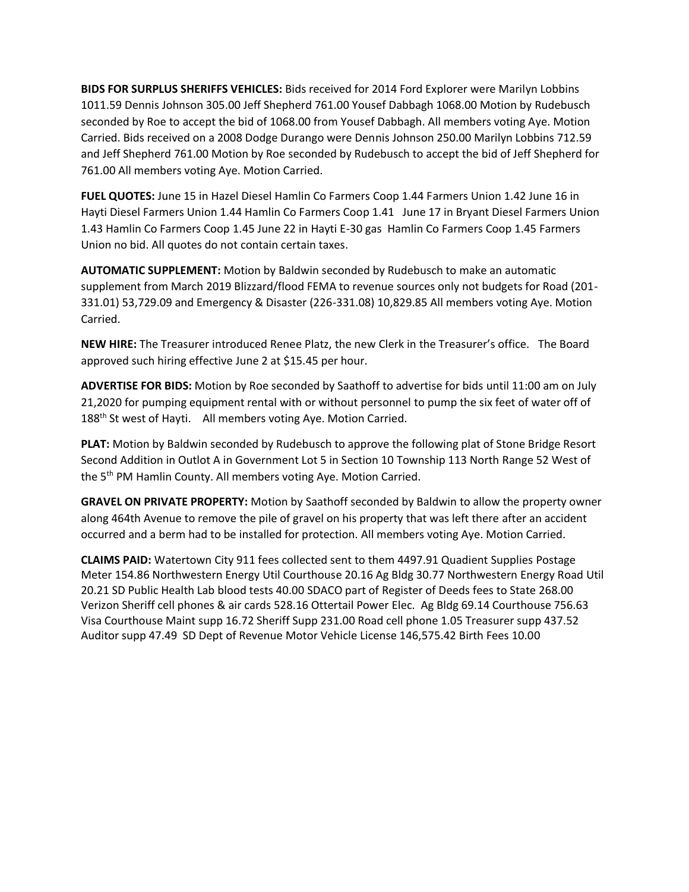**BIDS FOR SURPLUS SHERIFFS VEHICLES:** Bids received for 2014 Ford Explorer were Marilyn Lobbins 1011.59 Dennis Johnson 305.00 Jeff Shepherd 761.00 Yousef Dabbagh 1068.00 Motion by Rudebusch seconded by Roe to accept the bid of 1068.00 from Yousef Dabbagh. All members voting Aye. Motion Carried. Bids received on a 2008 Dodge Durango were Dennis Johnson 250.00 Marilyn Lobbins 712.59 and Jeff Shepherd 761.00 Motion by Roe seconded by Rudebusch to accept the bid of Jeff Shepherd for 761.00 All members voting Aye. Motion Carried.

**FUEL QUOTES:** June 15 in Hazel Diesel Hamlin Co Farmers Coop 1.44 Farmers Union 1.42 June 16 in Hayti Diesel Farmers Union 1.44 Hamlin Co Farmers Coop 1.41 June 17 in Bryant Diesel Farmers Union 1.43 Hamlin Co Farmers Coop 1.45 June 22 in Hayti E-30 gas Hamlin Co Farmers Coop 1.45 Farmers Union no bid. All quotes do not contain certain taxes.

**AUTOMATIC SUPPLEMENT:** Motion by Baldwin seconded by Rudebusch to make an automatic supplement from March 2019 Blizzard/flood FEMA to revenue sources only not budgets for Road (201-331.01) 53,729.09 and Emergency & Disaster (226-331.08) 10,829.85 All members voting Aye. Motion Carried.

**NEW HIRE:** The Treasurer introduced Renee Platz, the new Clerk in the Treasurer's office. The Board approved such hiring effective June 2 at $15.45 per hour.

**ADVERTISE FOR BIDS:** Motion by Roe seconded by Saathoff to advertise for bids until 11:00 am on July 21,2020 for pumping equipment rental with or without personnel to pump the six feet of water off of 188th St west of Hayti. All members voting Aye. Motion Carried.

**PLAT:** Motion by Baldwin seconded by Rudebusch to approve the following plat of Stone Bridge Resort Second Addition in Outlot A in Government Lot 5 in Section 10 Township 113 North Range 52 West of the 5th PM Hamlin County. All members voting Aye. Motion Carried.

**GRAVEL ON PRIVATE PROPERTY:** Motion by Saathoff seconded by Baldwin to allow the property owner along 464th Avenue to remove the pile of gravel on his property that was left there after an accident occurred and a berm had to be installed for protection. All members voting Aye. Motion Carried.

**CLAIMS PAID:** Watertown City 911 fees collected sent to them 4497.91 Quadient Supplies Postage Meter 154.86 Northwestern Energy Util Courthouse 20.16 Ag Bldg 30.77 Northwestern Energy Road Util 20.21 SD Public Health Lab blood tests 40.00 SDACO part of Register of Deeds fees to State 268.00 Verizon Sheriff cell phones & air cards 528.16 Ottertail Power Elec. Ag Bldg 69.14 Courthouse 756.63 Visa Courthouse Maint supp 16.72 Sheriff Supp 231.00 Road cell phone 1.05 Treasurer supp 437.52 Auditor supp 47.49 SD Dept of Revenue Motor Vehicle License 146,575.42 Birth Fees 10.00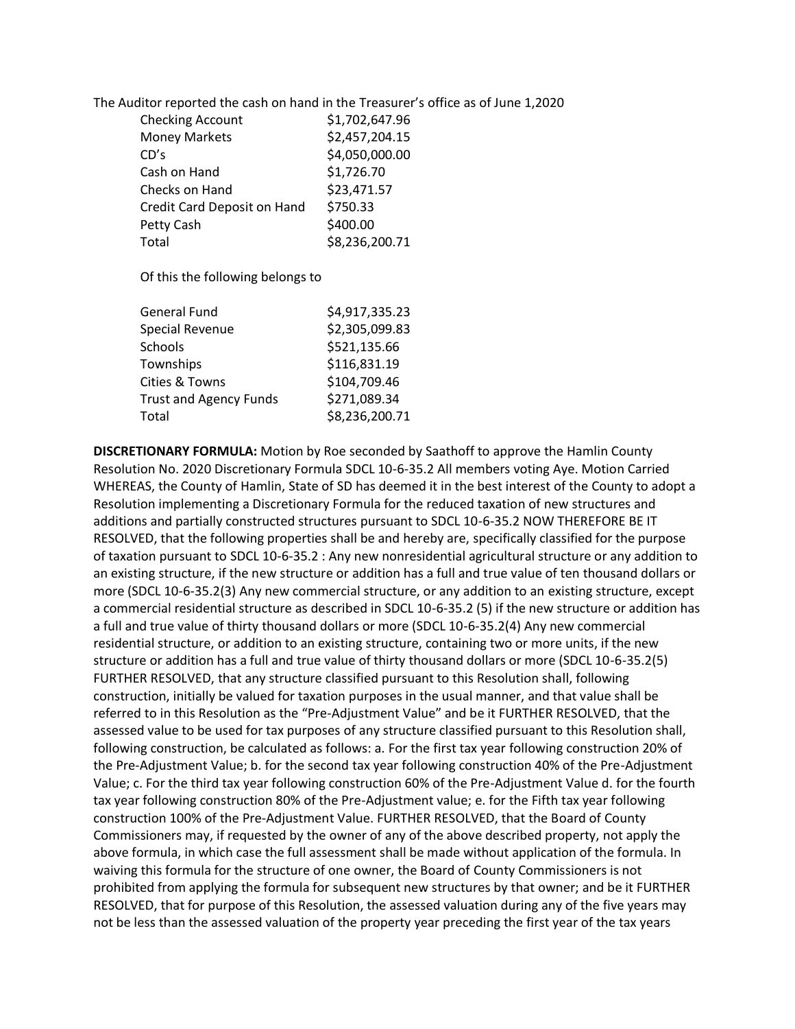The Auditor reported the cash on hand in the Treasurer's office as of June 1,2020

| | |
|---|---|
| Checking Account | $1,702,647.96 |
| Money Markets | $2,457,204.15 |
| CD's | $4,050,000.00 |
| Cash on Hand | $1,726.70 |
| Checks on Hand | $23,471.57 |
| Credit Card Deposit on Hand | $750.33 |
| Petty Cash | $400.00 |
| Total | $8,236,200.71 |

Of this the following belongs to

| | |
|---|---|
| General Fund | $4,917,335.23 |
| Special Revenue | $2,305,099.83 |
| Schools | $521,135.66 |
| Townships | $116,831.19 |
| Cities & Towns | $104,709.46 |
| Trust and Agency Funds | $271,089.34 |
| Total | $8,236,200.71 |

**DISCRETIONARY FORMULA:** Motion by Roe seconded by Saathoff to approve the Hamlin County Resolution No. 2020 Discretionary Formula SDCL 10-6-35.2 All members voting Aye. Motion Carried WHEREAS, the County of Hamlin, State of SD has deemed it in the best interest of the County to adopt a Resolution implementing a Discretionary Formula for the reduced taxation of new structures and additions and partially constructed structures pursuant to SDCL 10-6-35.2 NOW THEREFORE BE IT RESOLVED, that the following properties shall be and hereby are, specifically classified for the purpose of taxation pursuant to SDCL 10-6-35.2 : Any new nonresidential agricultural structure or any addition to an existing structure, if the new structure or addition has a full and true value of ten thousand dollars or more (SDCL 10-6-35.2(3) Any new commercial structure, or any addition to an existing structure, except a commercial residential structure as described in SDCL 10-6-35.2 (5) if the new structure or addition has a full and true value of thirty thousand dollars or more (SDCL 10-6-35.2(4) Any new commercial residential structure, or addition to an existing structure, containing two or more units, if the new structure or addition has a full and true value of thirty thousand dollars or more (SDCL 10-6-35.2(5) FURTHER RESOLVED, that any structure classified pursuant to this Resolution shall, following construction, initially be valued for taxation purposes in the usual manner, and that value shall be referred to in this Resolution as the "Pre-Adjustment Value" and be it FURTHER RESOLVED, that the assessed value to be used for tax purposes of any structure classified pursuant to this Resolution shall, following construction, be calculated as follows: a. For the first tax year following construction 20% of the Pre-Adjustment Value; b. for the second tax year following construction 40% of the Pre-Adjustment Value; c. For the third tax year following construction 60% of the Pre-Adjustment Value d. for the fourth tax year following construction 80% of the Pre-Adjustment value; e. for the Fifth tax year following construction 100% of the Pre-Adjustment Value. FURTHER RESOLVED, that the Board of County Commissioners may, if requested by the owner of any of the above described property, not apply the above formula, in which case the full assessment shall be made without application of the formula. In waiving this formula for the structure of one owner, the Board of County Commissioners is not prohibited from applying the formula for subsequent new structures by that owner; and be it FURTHER RESOLVED, that for purpose of this Resolution, the assessed valuation during any of the five years may not be less than the assessed valuation of the property year preceding the first year of the tax years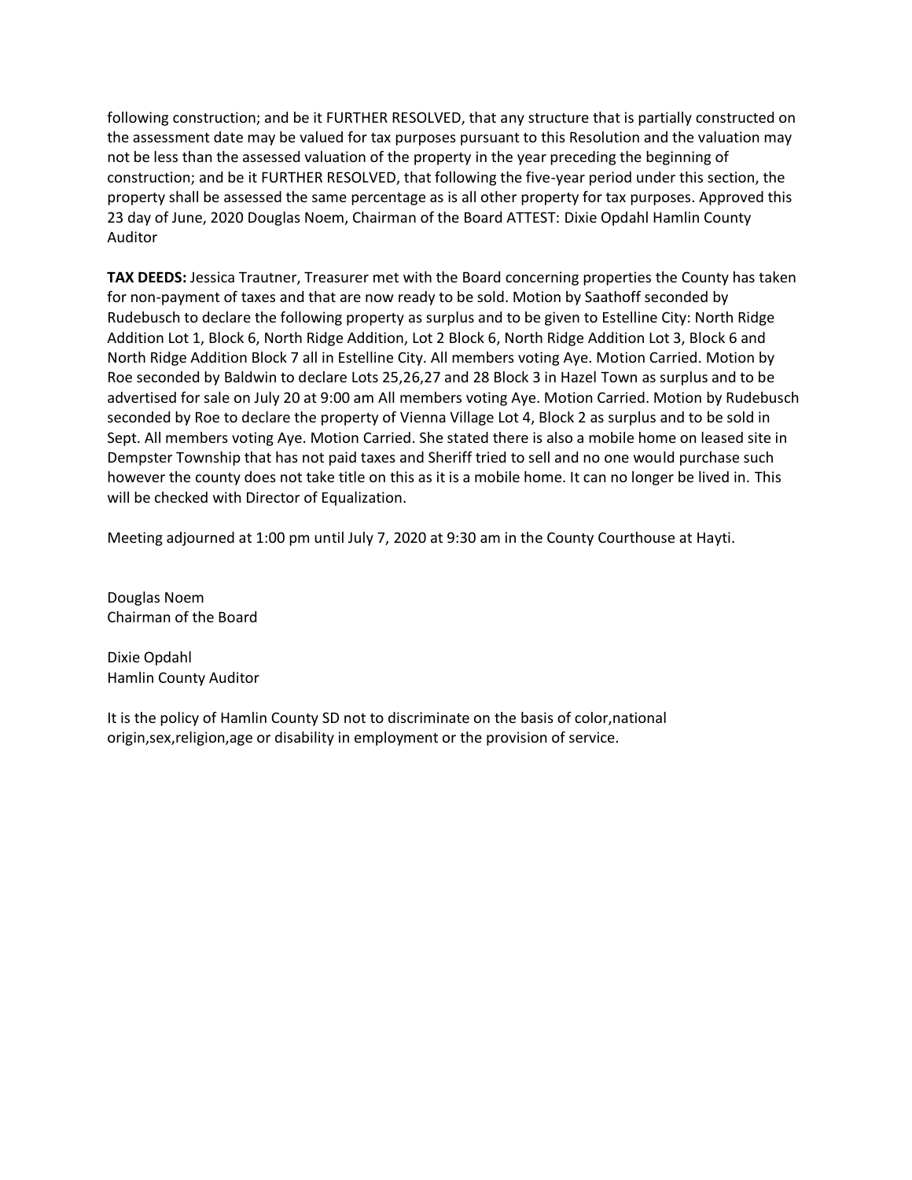following construction; and be it FURTHER RESOLVED, that any structure that is partially constructed on the assessment date may be valued for tax purposes pursuant to this Resolution and the valuation may not be less than the assessed valuation of the property in the year preceding the beginning of construction; and be it FURTHER RESOLVED, that following the five-year period under this section, the property shall be assessed the same percentage as is all other property for tax purposes. Approved this 23 day of June, 2020 Douglas Noem, Chairman of the Board ATTEST: Dixie Opdahl Hamlin County Auditor

**TAX DEEDS:** Jessica Trautner, Treasurer met with the Board concerning properties the County has taken for non-payment of taxes and that are now ready to be sold. Motion by Saathoff seconded by Rudebusch to declare the following property as surplus and to be given to Estelline City: North Ridge Addition Lot 1, Block 6, North Ridge Addition, Lot 2 Block 6, North Ridge Addition Lot 3, Block 6 and North Ridge Addition Block 7 all in Estelline City. All members voting Aye. Motion Carried. Motion by Roe seconded by Baldwin to declare Lots 25,26,27 and 28 Block 3 in Hazel Town as surplus and to be advertised for sale on July 20 at 9:00 am All members voting Aye. Motion Carried. Motion by Rudebusch seconded by Roe to declare the property of Vienna Village Lot 4, Block 2 as surplus and to be sold in Sept. All members voting Aye. Motion Carried. She stated there is also a mobile home on leased site in Dempster Township that has not paid taxes and Sheriff tried to sell and no one would purchase such however the county does not take title on this as it is a mobile home. It can no longer be lived in. This will be checked with Director of Equalization.

Meeting adjourned at 1:00 pm until July 7, 2020 at 9:30 am in the County Courthouse at Hayti.

Douglas Noem
Chairman of the Board

Dixie Opdahl
Hamlin County Auditor

It is the policy of Hamlin County SD not to discriminate on the basis of color,national origin,sex,religion,age or disability in employment or the provision of service.